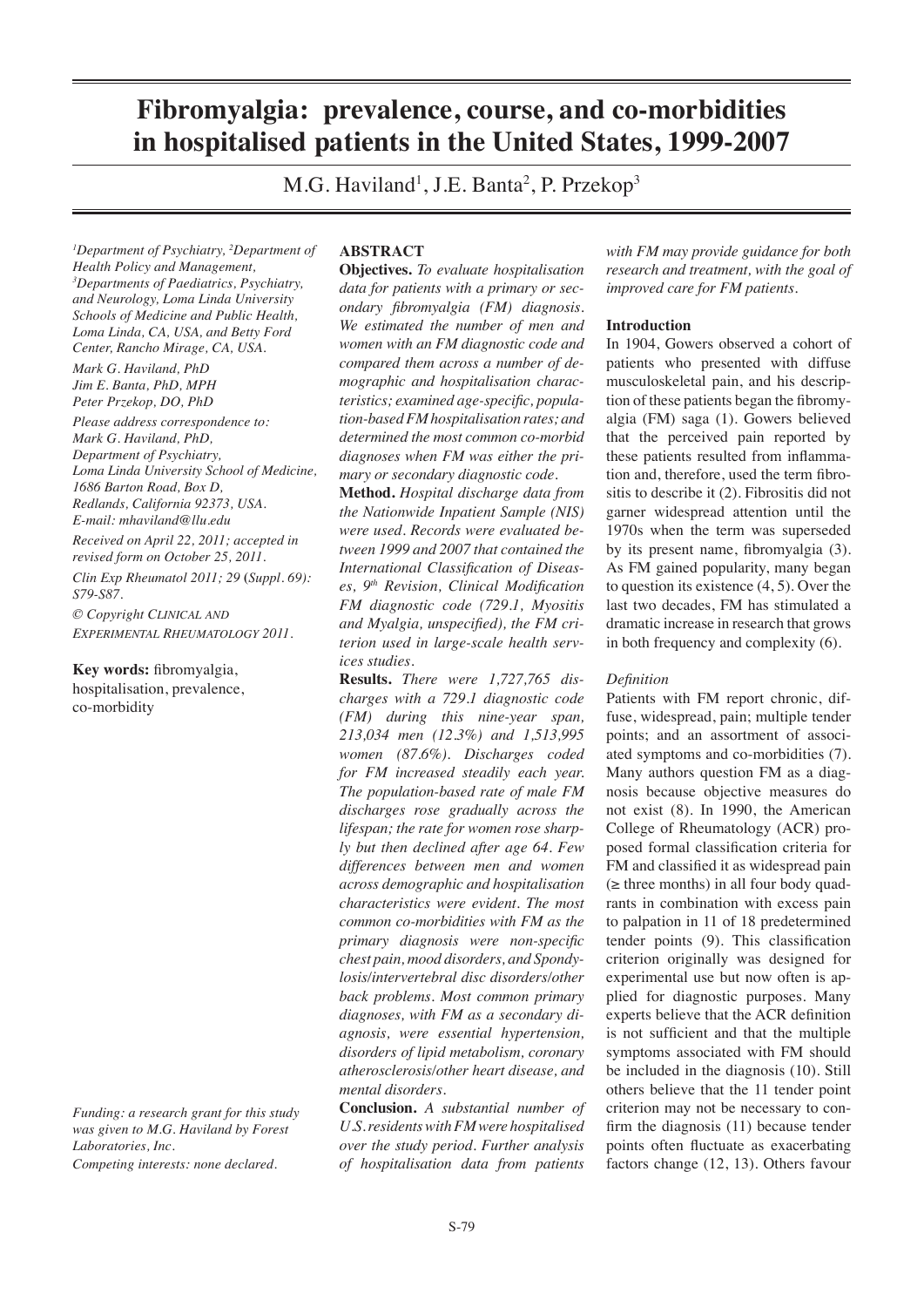# Fibromyalgia: prevalence, course, and co-morbidities in hospitalised patients in the United States, 1999-2007

M.G. Haviland[1], J.E. Banta[2], P. Przekop[3]

[1]Department of Psychiatry, [2]Department of Health Policy and Management, [3]Departments of Paediatrics, Psychiatry, and Neurology, Loma Linda University Schools of Medicine and Public Health, Loma Linda, CA, USA, and Betty Ford Center, Rancho Mirage, CA, USA.

Mark G. Haviland, PhD
Jim E. Banta, PhD, MPH
Peter Przekop, DO, PhD

Please address correspondence to:
Mark G. Haviland, PhD,
Department of Psychiatry,
Loma Linda University School of Medicine,
1686 Barton Road, Box D,
Redlands, California 92373, USA.
E-mail: mhaviland@llu.edu

Received on April 22, 2011; accepted in revised form on October 25, 2011.

Clin Exp Rheumatol 2011; 29 (Suppl. 69): S79-S87.

© Copyright CLINICAL AND EXPERIMENTAL RHEUMATOLOGY 2011.

**Key words:** fibromyalgia, hospitalisation, prevalence, co-morbidity

*Funding: a research grant for this study was given to M.G. Haviland by Forest Laboratories, Inc.*

*Competing interests: none declared.*

## ABSTRACT

**Objectives.** *To evaluate hospitalisation data for patients with a primary or secondary fibromyalgia (FM) diagnosis. We estimated the number of men and women with an FM diagnostic code and compared them across a number of demographic and hospitalisation characteristics; examined age-specific, population-based FM hospitalisation rates; and determined the most common co-morbid diagnoses when FM was either the primary or secondary diagnostic code.*

**Method.** *Hospital discharge data from the Nationwide Inpatient Sample (NIS) were used. Records were evaluated between 1999 and 2007 that contained the International Classification of Diseases, 9th Revision, Clinical Modification FM diagnostic code (729.1, Myositis and Myalgia, unspecified), the FM criterion used in large-scale health services studies.*

**Results.** *There were 1,727,765 discharges with a 729.1 diagnostic code (FM) during this nine-year span, 213,034 men (12.3%) and 1,513,995 women (87.6%). Discharges coded for FM increased steadily each year. The population-based rate of male FM discharges rose gradually across the lifespan; the rate for women rose sharply but then declined after age 64. Few differences between men and women across demographic and hospitalisation characteristics were evident. The most common co-morbidities with FM as the primary diagnosis were non-specific chest pain, mood disorders, and Spondylosis/intervertebral disc disorders/other back problems. Most common primary diagnoses, with FM as a secondary diagnosis, were essential hypertension, disorders of lipid metabolism, coronary atherosclerosis/other heart disease, and mental disorders.*

**Conclusion.** *A substantial number of U.S. residents with FM were hospitalised over the study period. Further analysis of hospitalisation data from patients with FM may provide guidance for both research and treatment, with the goal of improved care for FM patients.*

## Introduction

In 1904, Gowers observed a cohort of patients who presented with diffuse musculoskeletal pain, and his description of these patients began the fibromyalgia (FM) saga (1). Gowers believed that the perceived pain reported by these patients resulted from inflammation and, therefore, used the term fibrositis to describe it (2). Fibrositis did not garner widespread attention until the 1970s when the term was superseded by its present name, fibromyalgia (3). As FM gained popularity, many began to question its existence (4, 5). Over the last two decades, FM has stimulated a dramatic increase in research that grows in both frequency and complexity (6).

### *Definition*

Patients with FM report chronic, diffuse, widespread, pain; multiple tender points; and an assortment of associated symptoms and co-morbidities (7). Many authors question FM as a diagnosis because objective measures do not exist (8). In 1990, the American College of Rheumatology (ACR) proposed formal classification criteria for FM and classified it as widespread pain (≥ three months) in all four body quadrants in combination with excess pain to palpation in 11 of 18 predetermined tender points (9). This classification criterion originally was designed for experimental use but now often is applied for diagnostic purposes. Many experts believe that the ACR definition is not sufficient and that the multiple symptoms associated with FM should be included in the diagnosis (10). Still others believe that the 11 tender point criterion may not be necessary to confirm the diagnosis (11) because tender points often fluctuate as exacerbating factors change (12, 13). Others favour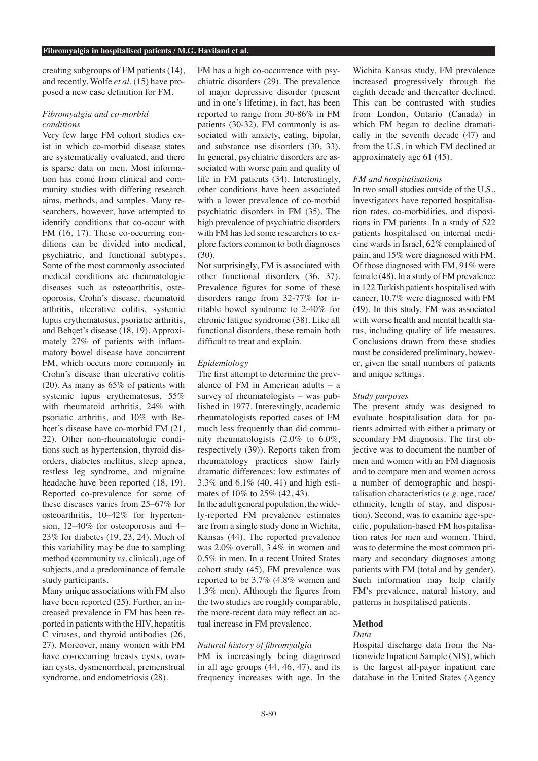creating subgroups of FM patients (14), and recently, Wolfe *et al.* (15) have proposed a new case definition for FM.

### *Fibromyalgia and co-morbid conditions*

Very few large FM cohort studies exist in which co-morbid disease states are systematically evaluated, and there is sparse data on men. Most information has come from clinical and community studies with differing research aims, methods, and samples. Many researchers, however, have attempted to identify conditions that co-occur with FM (16, 17). These co-occurring conditions can be divided into medical, psychiatric, and functional subtypes. Some of the most commonly associated medical conditions are rheumatologic diseases such as osteoarthritis, osteoporosis, Crohn's disease, rheumatoid arthritis, ulcerative colitis, systemic lupus erythematosus, psoriatic arthritis, and Behçet's disease (18, 19). Approximately 27% of patients with inflammatory bowel disease have concurrent FM, which occurs more commonly in Crohn's disease than ulcerative colitis (20). As many as 65% of patients with systemic lupus erythematosus, 55% with rheumatoid arthritis, 24% with psoriatic arthritis, and 10% with Behçet's disease have co-morbid FM (21, 22). Other non-rheumatologic conditions such as hypertension, thyroid disorders, diabetes mellitus, sleep apnea, restless leg syndrome, and migraine headache have been reported (18, 19). Reported co-prevalence for some of these diseases varies from 25–67% for osteoarthritis, 10–42% for hypertension, 12–40% for osteoporosis and 4–23% for diabetes (19, 23, 24). Much of this variability may be due to sampling method (community *vs.* clinical), age of subjects, and a predominance of female study participants.

Many unique associations with FM also have been reported (25). Further, an increased prevalence in FM has been reported in patients with the HIV, hepatitis C viruses, and thyroid antibodies (26, 27). Moreover, many women with FM have co-occurring breasts cysts, ovarian cysts, dysmenorrheal, premenstrual syndrome, and endometriosis (28).

FM has a high co-occurrence with psychiatric disorders (29). The prevalence of major depressive disorder (present and in one's lifetime), in fact, has been reported to range from 30-86% in FM patients (30-32). FM commonly is associated with anxiety, eating, bipolar, and substance use disorders (30, 33). In general, psychiatric disorders are associated with worse pain and quality of life in FM patients (34). Interestingly, other conditions have been associated with a lower prevalence of co-morbid psychiatric disorders in FM (35). The high prevalence of psychiatric disorders with FM has led some researchers to explore factors common to both diagnoses (30).

Not surprisingly, FM is associated with other functional disorders (36, 37). Prevalence figures for some of these disorders range from 32-77% for irritable bowel syndrome to 2-40% for chronic fatigue syndrome (38). Like all functional disorders, these remain both difficult to treat and explain.

### *Epidemiology*

The first attempt to determine the prevalence of FM in American adults – a survey of rheumatologists – was published in 1977. Interestingly, academic rheumatologists reported cases of FM much less frequently than did community rheumatologists (2.0% to 6.0%, respectively (39)). Reports taken from rheumatology practices show fairly dramatic differences: low estimates of 3.3% and 6.1% (40, 41) and high estimates of 10% to 25% (42, 43).

In the adult general population, the widely-reported FM prevalence estimates are from a single study done in Wichita, Kansas (44). The reported prevalence was 2.0% overall, 3.4% in women and 0.5% in men. In a recent United States cohort study (45), FM prevalence was reported to be 3.7% (4.8% women and 1.3% men). Although the figures from the two studies are roughly comparable, the more-recent data may reflect an actual increase in FM prevalence.

### *Natural history of fibromyalgia*

FM is increasingly being diagnosed in all age groups (44, 46, 47), and its frequency increases with age. In the Wichita Kansas study, FM prevalence increased progressively through the eighth decade and thereafter declined. This can be contrasted with studies from London, Ontario (Canada) in which FM began to decline dramatically in the seventh decade (47) and from the U.S. in which FM declined at approximately age 61 (45).

### *FM and hospitalisations*

In two small studies outside of the U.S., investigators have reported hospitalisation rates, co-morbidities, and dispositions in FM patients. In a study of 522 patients hospitalised on internal medicine wards in Israel, 62% complained of pain, and 15% were diagnosed with FM. Of those diagnosed with FM, 91% were female (48). In a study of FM prevalence in 122 Turkish patients hospitalised with cancer, 10.7% were diagnosed with FM (49). In this study, FM was associated with worse health and mental health status, including quality of life measures. Conclusions drawn from these studies must be considered preliminary, however, given the small numbers of patients and unique settings.

### *Study purposes*

The present study was designed to evaluate hospitalisation data for patients admitted with either a primary or secondary FM diagnosis. The first objective was to document the number of men and women with an FM diagnosis and to compare men and women across a number of demographic and hospitalisation characteristics (*e.g.* age, race/ethnicity, length of stay, and disposition). Second, was to examine age-specific, population-based FM hospitalisation rates for men and women. Third, was to determine the most common primary and secondary diagnoses among patients with FM (total and by gender). Such information may help clarify FM's prevalence, natural history, and patterns in hospitalised patients.

## Method

### *Data*

Hospital discharge data from the Nationwide Inpatient Sample (NIS), which is the largest all-payer inpatient care database in the United States (Agency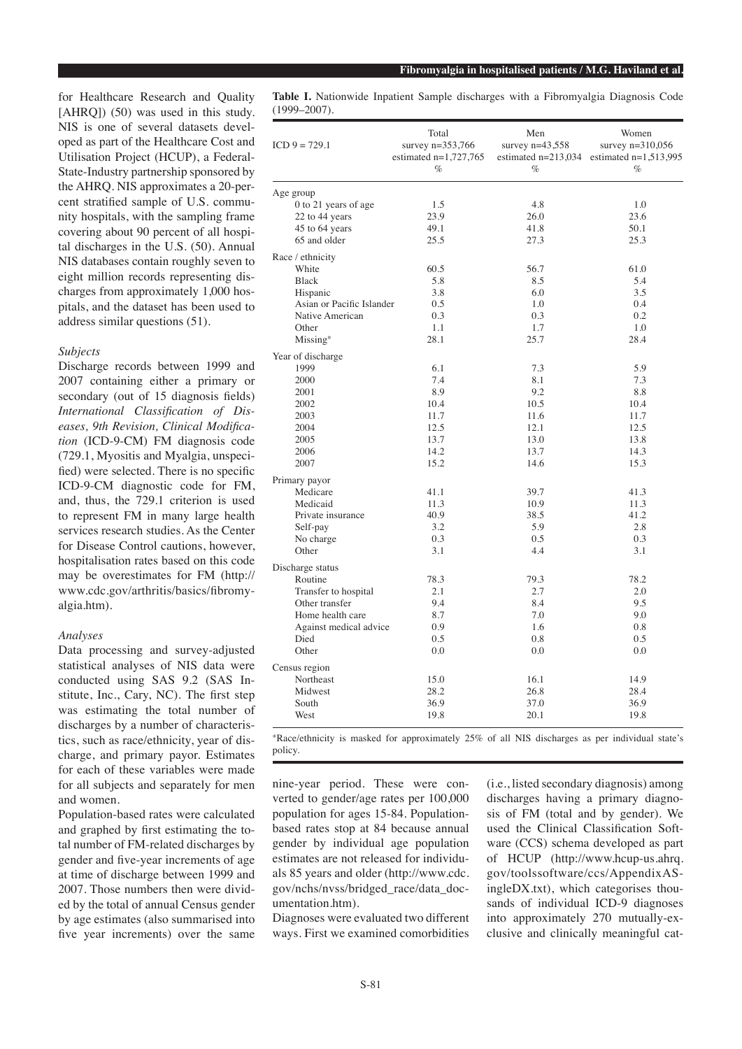for Healthcare Research and Quality [AHRQ]) (50) was used in this study. NIS is one of several datasets developed as part of the Healthcare Cost and Utilisation Project (HCUP), a Federal-State-Industry partnership sponsored by the AHRQ. NIS approximates a 20-percent stratified sample of U.S. community hospitals, with the sampling frame covering about 90 percent of all hospital discharges in the U.S. (50). Annual NIS databases contain roughly seven to eight million records representing discharges from approximately 1,000 hospitals, and the dataset has been used to address similar questions (51).

### *Subjects*

Discharge records between 1999 and 2007 containing either a primary or secondary (out of 15 diagnosis fields) *International Classification of Diseases, 9th Revision, Clinical Modification* (ICD-9-CM) FM diagnosis code (729.1, Myositis and Myalgia, unspecified) were selected. There is no specific ICD-9-CM diagnostic code for FM, and, thus, the 729.1 criterion is used to represent FM in many large health services research studies. As the Center for Disease Control cautions, however, hospitalisation rates based on this code may be overestimates for FM (http://www.cdc.gov/arthritis/basics/fibromyalgia.htm).

### *Analyses*

Data processing and survey-adjusted statistical analyses of NIS data were conducted using SAS 9.2 (SAS Institute, Inc., Cary, NC). The first step was estimating the total number of discharges by a number of characteristics, such as race/ethnicity, year of discharge, and primary payor. Estimates for each of these variables were made for all subjects and separately for men and women.

Population-based rates were calculated and graphed by first estimating the total number of FM-related discharges by gender and five-year increments of age at time of discharge between 1999 and 2007. Those numbers then were divided by the total of annual Census gender by age estimates (also summarised into five year increments) over the same nine-year period. These were converted to gender/age rates per 100,000 population for ages 15-84. Population-based rates stop at 84 because annual gender by individual age population estimates are not released for individuals 85 years and older (http://www.cdc.gov/nchs/nvss/bridged_race/data_documentation.htm).

Diagnoses were evaluated two different ways. First we examined comorbidities (i.e., listed secondary diagnosis) among discharges having a primary diagnosis of FM (total and by gender). We used the Clinical Classification Software (CCS) schema developed as part of HCUP (http://www.hcup-us.ahrq.gov/toolssoftware/ccs/AppendixASingleDX.txt), which categorises thousands of individual ICD-9 diagnoses into approximately 270 mutually-exclusive and clinically meaningful cat-

**Table I.** Nationwide Inpatient Sample discharges with a Fibromyalgia Diagnosis Code (1999–2007).

| ICD 9 = 729.1 | Total survey n=353,766 estimated n=1,727,765 % | Men survey n=43,558 estimated n=213,034 % | Women survey n=310,056 estimated n=1,513,995 % |
|---|---|---|---|
| Age group | | | |
| 0 to 21 years of age | 1.5 | 4.8 | 1.0 |
| 22 to 44 years | 23.9 | 26.0 | 23.6 |
| 45 to 64 years | 49.1 | 41.8 | 50.1 |
| 65 and older | 25.5 | 27.3 | 25.3 |
| Race / ethnicity | | | |
| White | 60.5 | 56.7 | 61.0 |
| Black | 5.8 | 8.5 | 5.4 |
| Hispanic | 3.8 | 6.0 | 3.5 |
| Asian or Pacific Islander | 0.5 | 1.0 | 0.4 |
| Native American | 0.3 | 0.3 | 0.2 |
| Other | 1.1 | 1.7 | 1.0 |
| Missing* | 28.1 | 25.7 | 28.4 |
| Year of discharge | | | |
| 1999 | 6.1 | 7.3 | 5.9 |
| 2000 | 7.4 | 8.1 | 7.3 |
| 2001 | 8.9 | 9.2 | 8.8 |
| 2002 | 10.4 | 10.5 | 10.4 |
| 2003 | 11.7 | 11.6 | 11.7 |
| 2004 | 12.5 | 12.1 | 12.5 |
| 2005 | 13.7 | 13.0 | 13.8 |
| 2006 | 14.2 | 13.7 | 14.3 |
| 2007 | 15.2 | 14.6 | 15.3 |
| Primary payor | | | |
| Medicare | 41.1 | 39.7 | 41.3 |
| Medicaid | 11.3 | 10.9 | 11.3 |
| Private insurance | 40.9 | 38.5 | 41.2 |
| Self-pay | 3.2 | 5.9 | 2.8 |
| No charge | 0.3 | 0.5 | 0.3 |
| Other | 3.1 | 4.4 | 3.1 |
| Discharge status | | | |
| Routine | 78.3 | 79.3 | 78.2 |
| Transfer to hospital | 2.1 | 2.7 | 2.0 |
| Other transfer | 9.4 | 8.4 | 9.5 |
| Home health care | 8.7 | 7.0 | 9.0 |
| Against medical advice | 0.9 | 1.6 | 0.8 |
| Died | 0.5 | 0.8 | 0.5 |
| Other | 0.0 | 0.0 | 0.0 |
| Census region | | | |
| Northeast | 15.0 | 16.1 | 14.9 |
| Midwest | 28.2 | 26.8 | 28.4 |
| South | 36.9 | 37.0 | 36.9 |
| West | 19.8 | 20.1 | 19.8 |

*Race/ethnicity is masked for approximately 25% of all NIS discharges as per individual state's policy.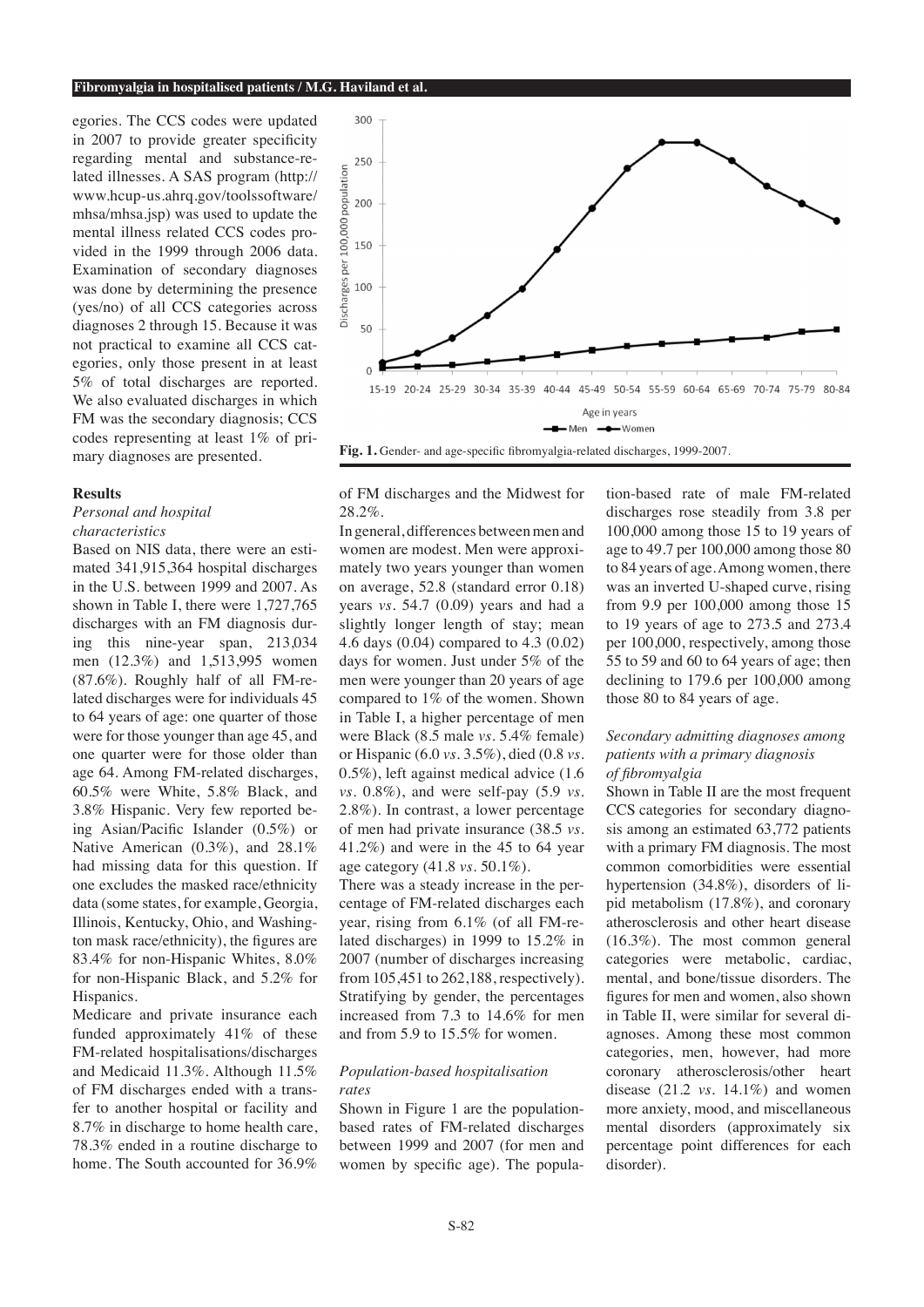egories. The CCS codes were updated in 2007 to provide greater specificity regarding mental and substance-related illnesses. A SAS program (http://www.hcup-us.ahrq.gov/toolssoftware/mhsa/mhsa.jsp) was used to update the mental illness related CCS codes provided in the 1999 through 2006 data. Examination of secondary diagnoses was done by determining the presence (yes/no) of all CCS categories across diagnoses 2 through 15. Because it was not practical to examine all CCS categories, only those present in at least 5% of total discharges are reported. We also evaluated discharges in which FM was the secondary diagnosis; CCS codes representing at least 1% of primary diagnoses are presented.

**Fig. 1.** Gender- and age-specific fibromyalgia-related discharges, 1999-2007.

## Results

### *Personal and hospital characteristics*

Based on NIS data, there were an estimated 341,915,364 hospital discharges in the U.S. between 1999 and 2007. As shown in Table I, there were 1,727,765 discharges with an FM diagnosis during this nine-year span, 213,034 men (12.3%) and 1,513,995 women (87.6%). Roughly half of all FM-related discharges were for individuals 45 to 64 years of age: one quarter of those were for those younger than age 45, and one quarter were for those older than age 64. Among FM-related discharges, 60.5% were White, 5.8% Black, and 3.8% Hispanic. Very few reported being Asian/Pacific Islander (0.5%) or Native American (0.3%), and 28.1% had missing data for this question. If one excludes the masked race/ethnicity data (some states, for example, Georgia, Illinois, Kentucky, Ohio, and Washington mask race/ethnicity), the figures are 83.4% for non-Hispanic Whites, 8.0% for non-Hispanic Black, and 5.2% for Hispanics.

Medicare and private insurance each funded approximately 41% of these FM-related hospitalisations/discharges and Medicaid 11.3%. Although 11.5% of FM discharges ended with a transfer to another hospital or facility and 8.7% in discharge to home health care, 78.3% ended in a routine discharge to home. The South accounted for 36.9% of FM discharges and the Midwest for 28.2%.

In general, differences between men and women are modest. Men were approximately two years younger than women on average, 52.8 (standard error 0.18) years *vs.* 54.7 (0.09) years and had a slightly longer length of stay; mean 4.6 days (0.04) compared to 4.3 (0.02) days for women. Just under 5% of the men were younger than 20 years of age compared to 1% of the women. Shown in Table I, a higher percentage of men were Black (8.5 male *vs.* 5.4% female) or Hispanic (6.0 *vs.* 3.5%), died (0.8 *vs.* 0.5%), left against medical advice (1.6 *vs.* 0.8%), and were self-pay (5.9 *vs.* 2.8%). In contrast, a lower percentage of men had private insurance (38.5 *vs.* 41.2%) and were in the 45 to 64 year age category (41.8 *vs.* 50.1%).

There was a steady increase in the percentage of FM-related discharges each year, rising from 6.1% (of all FM-related discharges) in 1999 to 15.2% in 2007 (number of discharges increasing from 105,451 to 262,188, respectively). Stratifying by gender, the percentages increased from 7.3 to 14.6% for men and from 5.9 to 15.5% for women.

### *Population-based hospitalisation rates*

Shown in Figure 1 are the population-based rates of FM-related discharges between 1999 and 2007 (for men and women by specific age). The population-based rate of male FM-related discharges rose steadily from 3.8 per 100,000 among those 15 to 19 years of age to 49.7 per 100,000 among those 80 to 84 years of age. Among women, there was an inverted U-shaped curve, rising from 9.9 per 100,000 among those 15 to 19 years of age to 273.5 and 273.4 per 100,000, respectively, among those 55 to 59 and 60 to 64 years of age; then declining to 179.6 per 100,000 among those 80 to 84 years of age.

### *Secondary admitting diagnoses among patients with a primary diagnosis of fibromyalgia*

Shown in Table II are the most frequent CCS categories for secondary diagnosis among an estimated 63,772 patients with a primary FM diagnosis. The most common comorbidities were essential hypertension (34.8%), disorders of lipid metabolism (17.8%), and coronary atherosclerosis and other heart disease (16.3%). The most common general categories were metabolic, cardiac, mental, and bone/tissue disorders. The figures for men and women, also shown in Table II, were similar for several diagnoses. Among these most common categories, men, however, had more coronary atherosclerosis/other heart disease (21.2 *vs.* 14.1%) and women more anxiety, mood, and miscellaneous mental disorders (approximately six percentage point differences for each disorder).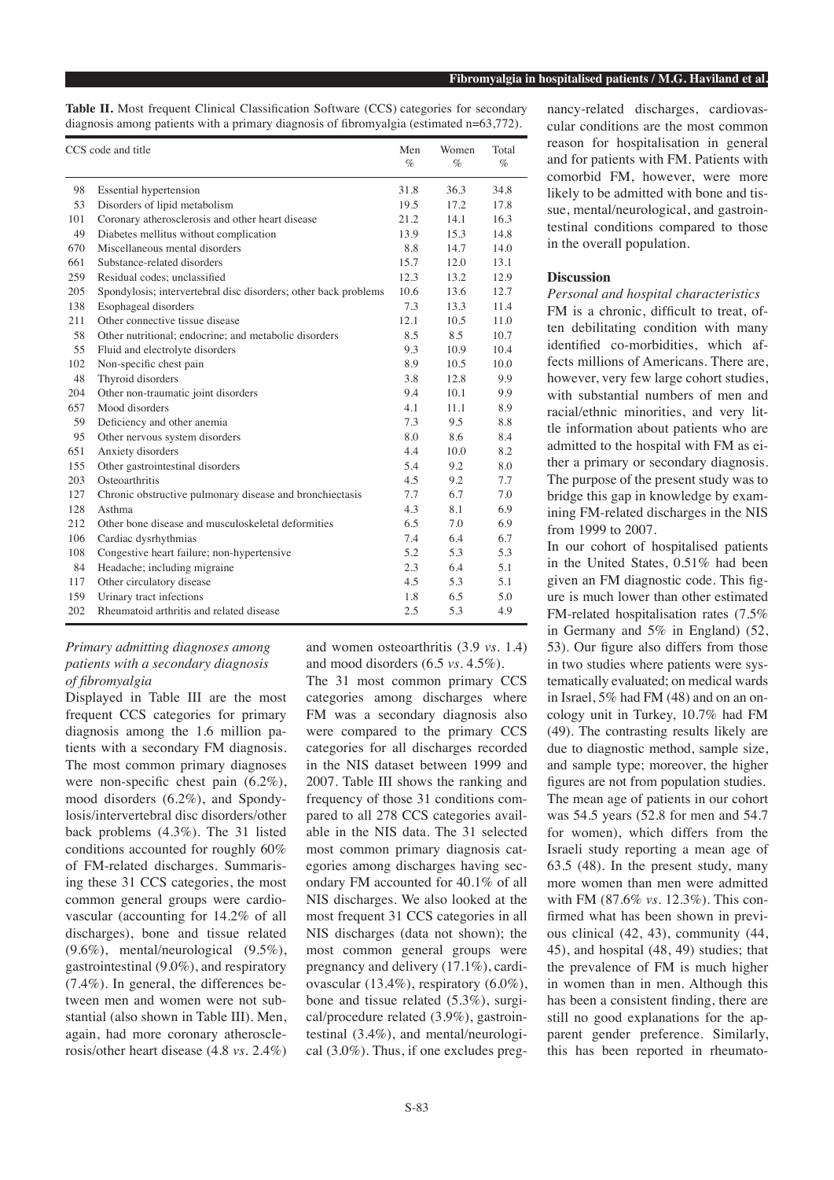**Table II.** Most frequent Clinical Classification Software (CCS) categories for secondary diagnosis among patients with a primary diagnosis of fibromyalgia (estimated n=63,772).

| CCS code and title | | Men % | Women % | Total % |
|---|---|---|---|---|
| 98 | Essential hypertension | 31.8 | 36.3 | 34.8 |
| 53 | Disorders of lipid metabolism | 19.5 | 17.2 | 17.8 |
| 101 | Coronary atherosclerosis and other heart disease | 21.2 | 14.1 | 16.3 |
| 49 | Diabetes mellitus without complication | 13.9 | 15.3 | 14.8 |
| 670 | Miscellaneous mental disorders | 8.8 | 14.7 | 14.0 |
| 661 | Substance-related disorders | 15.7 | 12.0 | 13.1 |
| 259 | Residual codes; unclassified | 12.3 | 13.2 | 12.9 |
| 205 | Spondylosis; intervertebral disc disorders; other back problems | 10.6 | 13.6 | 12.7 |
| 138 | Esophageal disorders | 7.3 | 13.3 | 11.4 |
| 211 | Other connective tissue disease | 12.1 | 10.5 | 11.0 |
| 58 | Other nutritional; endocrine; and metabolic disorders | 8.5 | 8.5 | 10.7 |
| 55 | Fluid and electrolyte disorders | 9.3 | 10.9 | 10.4 |
| 102 | Non-specific chest pain | 8.9 | 10.5 | 10.0 |
| 48 | Thyroid disorders | 3.8 | 12.8 | 9.9 |
| 204 | Other non-traumatic joint disorders | 9.4 | 10.1 | 9.9 |
| 657 | Mood disorders | 4.1 | 11.1 | 8.9 |
| 59 | Deficiency and other anemia | 7.3 | 9.5 | 8.8 |
| 95 | Other nervous system disorders | 8.0 | 8.6 | 8.4 |
| 651 | Anxiety disorders | 4.4 | 10.0 | 8.2 |
| 155 | Other gastrointestinal disorders | 5.4 | 9.2 | 8.0 |
| 203 | Osteoarthritis | 4.5 | 9.2 | 7.7 |
| 127 | Chronic obstructive pulmonary disease and bronchiectasis | 7.7 | 6.7 | 7.0 |
| 128 | Asthma | 4.3 | 8.1 | 6.9 |
| 212 | Other bone disease and musculoskeletal deformities | 6.5 | 7.0 | 6.9 |
| 106 | Cardiac dysrhythmias | 7.4 | 6.4 | 6.7 |
| 108 | Congestive heart failure; non-hypertensive | 5.2 | 5.3 | 5.3 |
| 84 | Headache; including migraine | 2.3 | 6.4 | 5.1 |
| 117 | Other circulatory disease | 4.5 | 5.3 | 5.1 |
| 159 | Urinary tract infections | 1.8 | 6.5 | 5.0 |
| 202 | Rheumatoid arthritis and related disease | 2.5 | 5.3 | 4.9 |

### *Primary admitting diagnoses among patients with a secondary diagnosis of fibromyalgia*

Displayed in Table III are the most frequent CCS categories for primary diagnosis among the 1.6 million patients with a secondary FM diagnosis. The most common primary diagnoses were non-specific chest pain (6.2%), mood disorders (6.2%), and Spondylosis/intervertebral disc disorders/other back problems (4.3%). The 31 listed conditions accounted for roughly 60% of FM-related discharges. Summarising these 31 CCS categories, the most common general groups were cardiovascular (accounting for 14.2% of all discharges), bone and tissue related (9.6%), mental/neurological (9.5%), gastrointestinal (9.0%), and respiratory (7.4%). In general, the differences between men and women were not substantial (also shown in Table III). Men, again, had more coronary atherosclerosis/other heart disease (4.8 *vs.* 2.4%) and women osteoarthritis (3.9 *vs.* 1.4) and mood disorders (6.5 *vs.* 4.5%).

The 31 most common primary CCS categories among discharges where FM was a secondary diagnosis also were compared to the primary CCS categories for all discharges recorded in the NIS dataset between 1999 and 2007. Table III shows the ranking and frequency of those 31 conditions compared to all 278 CCS categories available in the NIS data. The 31 selected most common primary diagnosis categories among discharges having secondary FM accounted for 40.1% of all NIS discharges. We also looked at the most frequent 31 CCS categories in all NIS discharges (data not shown); the most common general groups were pregnancy and delivery (17.1%), cardiovascular (13.4%), respiratory (6.0%), bone and tissue related (5.3%), surgical/procedure related (3.9%), gastrointestinal (3.4%), and mental/neurological (3.0%). Thus, if one excludes pregnancy-related discharges, cardiovascular conditions are the most common reason for hospitalisation in general and for patients with FM. Patients with comorbid FM, however, were more likely to be admitted with bone and tissue, mental/neurological, and gastrointestinal conditions compared to those in the overall population.

## Discussion

### *Personal and hospital characteristics*

FM is a chronic, difficult to treat, often debilitating condition with many identified co-morbidities, which affects millions of Americans. There are, however, very few large cohort studies, with substantial numbers of men and racial/ethnic minorities, and very little information about patients who are admitted to the hospital with FM as either a primary or secondary diagnosis. The purpose of the present study was to bridge this gap in knowledge by examining FM-related discharges in the NIS from 1999 to 2007.

In our cohort of hospitalised patients in the United States, 0.51% had been given an FM diagnostic code. This figure is much lower than other estimated FM-related hospitalisation rates (7.5% in Germany and 5% in England) (52, 53). Our figure also differs from those in two studies where patients were systematically evaluated; on medical wards in Israel, 5% had FM (48) and on an oncology unit in Turkey, 10.7% had FM (49). The contrasting results likely are due to diagnostic method, sample size, and sample type; moreover, the higher figures are not from population studies. The mean age of patients in our cohort was 54.5 years (52.8 for men and 54.7 for women), which differs from the Israeli study reporting a mean age of 63.5 (48). In the present study, many more women than men were admitted with FM (87.6% *vs.* 12.3%). This confirmed what has been shown in previous clinical (42, 43), community (44, 45), and hospital (48, 49) studies; that the prevalence of FM is much higher in women than in men. Although this has been a consistent finding, there are still no good explanations for the apparent gender preference. Similarly, this has been reported in rheumato-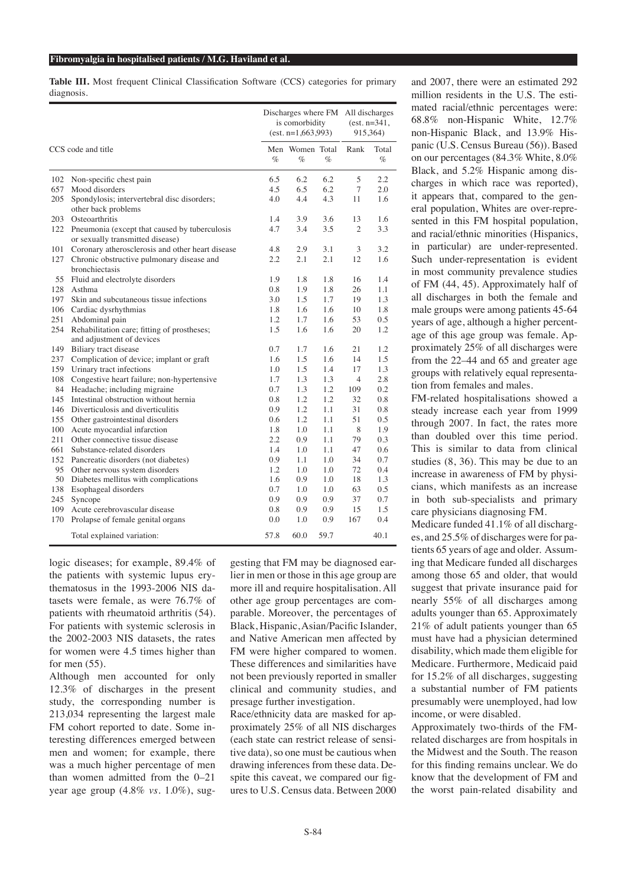**Table III.** Most frequent Clinical Classification Software (CCS) categories for primary diagnosis.

| CCS code and title | | Discharges where FM is comorbidity (est. n=1,663,993) | | | All discharges (est. n=341, 915,364) | |
|---|---|---|---|---|---|---|
| | | Men % | Women % | Total % | Rank | Total % |
| 102 | Non-specific chest pain | 6.5 | 6.2 | 6.2 | 5 | 2.2 |
| 657 | Mood disorders | 4.5 | 6.5 | 6.2 | 7 | 2.0 |
| 205 | Spondylosis; intervertebral disc disorders; other back problems | 4.0 | 4.4 | 4.3 | 11 | 1.6 |
| 203 | Osteoarthritis | 1.4 | 3.9 | 3.6 | 13 | 1.6 |
| 122 | Pneumonia (except that caused by tuberculosis or sexually transmitted disease) | 4.7 | 3.4 | 3.5 | 2 | 3.3 |
| 101 | Coronary atherosclerosis and other heart disease | 4.8 | 2.9 | 3.1 | 3 | 3.2 |
| 127 | Chronic obstructive pulmonary disease and bronchiectasis | 2.2 | 2.1 | 2.1 | 12 | 1.6 |
| 55 | Fluid and electrolyte disorders | 1.9 | 1.8 | 1.8 | 16 | 1.4 |
| 128 | Asthma | 0.8 | 1.9 | 1.8 | 26 | 1.1 |
| 197 | Skin and subcutaneous tissue infections | 3.0 | 1.5 | 1.7 | 19 | 1.3 |
| 106 | Cardiac dysrhythmias | 1.8 | 1.6 | 1.6 | 10 | 1.8 |
| 251 | Abdominal pain | 1.2 | 1.7 | 1.6 | 53 | 0.5 |
| 254 | Rehabilitation care; fitting of prostheses; and adjustment of devices | 1.5 | 1.6 | 1.6 | 20 | 1.2 |
| 149 | Biliary tract disease | 0.7 | 1.7 | 1.6 | 21 | 1.2 |
| 237 | Complication of device; implant or graft | 1.6 | 1.5 | 1.6 | 14 | 1.5 |
| 159 | Urinary tract infections | 1.0 | 1.5 | 1.4 | 17 | 1.3 |
| 108 | Congestive heart failure; non-hypertensive | 1.7 | 1.3 | 1.3 | 4 | 2.8 |
| 84 | Headache; including migraine | 0.7 | 1.3 | 1.2 | 109 | 0.2 |
| 145 | Intestinal obstruction without hernia | 0.8 | 1.2 | 1.2 | 32 | 0.8 |
| 146 | Diverticulosis and diverticulitis | 0.9 | 1.2 | 1.1 | 31 | 0.8 |
| 155 | Other gastrointestinal disorders | 0.6 | 1.2 | 1.1 | 51 | 0.5 |
| 100 | Acute myocardial infarction | 1.8 | 1.0 | 1.1 | 8 | 1.9 |
| 211 | Other connective tissue disease | 2.2 | 0.9 | 1.1 | 79 | 0.3 |
| 661 | Substance-related disorders | 1.4 | 1.0 | 1.1 | 47 | 0.6 |
| 152 | Pancreatic disorders (not diabetes) | 0.9 | 1.1 | 1.0 | 34 | 0.7 |
| 95 | Other nervous system disorders | 1.2 | 1.0 | 1.0 | 72 | 0.4 |
| 50 | Diabetes mellitus with complications | 1.6 | 0.9 | 1.0 | 18 | 1.3 |
| 138 | Esophageal disorders | 0.7 | 1.0 | 1.0 | 63 | 0.5 |
| 245 | Syncope | 0.9 | 0.9 | 0.9 | 37 | 0.7 |
| 109 | Acute cerebrovascular disease | 0.8 | 0.9 | 0.9 | 15 | 1.5 |
| 170 | Prolapse of female genital organs | 0.0 | 1.0 | 0.9 | 167 | 0.4 |
| | Total explained variation: | 57.8 | 60.0 | 59.7 | | 40.1 |

logic diseases; for example, 89.4% of the patients with systemic lupus erythematosus in the 1993-2006 NIS datasets were female, as were 76.7% of patients with rheumatoid arthritis (54). For patients with systemic sclerosis in the 2002-2003 NIS datasets, the rates for women were 4.5 times higher than for men (55).

Although men accounted for only 12.3% of discharges in the present study, the corresponding number is 213,034 representing the largest male FM cohort reported to date. Some interesting differences emerged between men and women; for example, there was a much higher percentage of men than women admitted from the 0–21 year age group (4.8% *vs.* 1.0%), suggesting that FM may be diagnosed earlier in men or those in this age group are more ill and require hospitalisation. All other age group percentages are comparable. Moreover, the percentages of Black, Hispanic, Asian/Pacific Islander, and Native American men affected by FM were higher compared to women. These differences and similarities have not been previously reported in smaller clinical and community studies, and presage further investigation.

Race/ethnicity data are masked for approximately 25% of all NIS discharges (each state can restrict release of sensitive data), so one must be cautious when drawing inferences from these data. Despite this caveat, we compared our figures to U.S. Census data. Between 2000 and 2007, there were an estimated 292 million residents in the U.S. The estimated racial/ethnic percentages were: 68.8% non-Hispanic White, 12.7% non-Hispanic Black, and 13.9% Hispanic (U.S. Census Bureau (56)). Based on our percentages (84.3% White, 8.0% Black, and 5.2% Hispanic among discharges in which race was reported), it appears that, compared to the general population, Whites are over-represented in this FM hospital population, and racial/ethnic minorities (Hispanics, in particular) are under-represented. Such under-representation is evident in most community prevalence studies of FM (44, 45). Approximately half of all discharges in both the female and male groups were among patients 45-64 years of age, although a higher percentage of this age group was female. Approximately 25% of all discharges were from the 22–44 and 65 and greater age groups with relatively equal representation from females and males.

FM-related hospitalisations showed a steady increase each year from 1999 through 2007. In fact, the rates more than doubled over this time period. This is similar to data from clinical studies (8, 36). This may be due to an increase in awareness of FM by physicians, which manifests as an increase in both sub-specialists and primary care physicians diagnosing FM.

Medicare funded 41.1% of all discharges, and 25.5% of discharges were for patients 65 years of age and older. Assuming that Medicare funded all discharges among those 65 and older, that would suggest that private insurance paid for nearly 55% of all discharges among adults younger than 65. Approximately 21% of adult patients younger than 65 must have had a physician determined disability, which made them eligible for Medicare. Furthermore, Medicaid paid for 15.2% of all discharges, suggesting a substantial number of FM patients presumably were unemployed, had low income, or were disabled.

Approximately two-thirds of the FM-related discharges are from hospitals in the Midwest and the South. The reason for this finding remains unclear. We do know that the development of FM and the worst pain-related disability and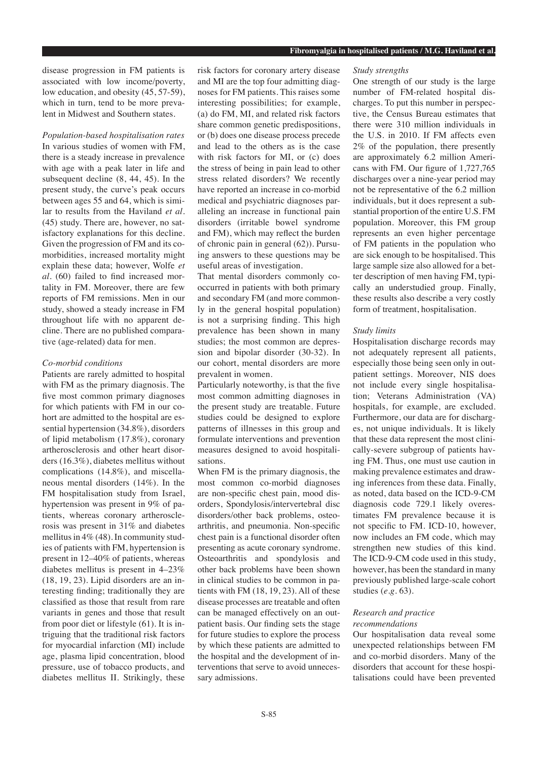disease progression in FM patients is associated with low income/poverty, low education, and obesity (45, 57-59), which in turn, tend to be more prevalent in Midwest and Southern states.

*Population-based hospitalisation rates*

In various studies of women with FM, there is a steady increase in prevalence with age with a peak later in life and subsequent decline (8, 44, 45). In the present study, the curve's peak occurs between ages 55 and 64, which is similar to results from the Haviland *et al.* (45) study. There are, however, no satisfactory explanations for this decline. Given the progression of FM and its comorbidities, increased mortality might explain these data; however, Wolfe *et al.* (60) failed to find increased mortality in FM. Moreover, there are few reports of FM remissions. Men in our study, showed a steady increase in FM throughout life with no apparent decline. There are no published comparative (age-related) data for men.

*Co-morbid conditions*

Patients are rarely admitted to hospital with FM as the primary diagnosis. The five most common primary diagnoses for which patients with FM in our cohort are admitted to the hospital are essential hypertension (34.8%), disorders of lipid metabolism (17.8%), coronary artherosclerosis and other heart disorders (16.3%), diabetes mellitus without complications (14.8%), and miscellaneous mental disorders (14%). In the FM hospitalisation study from Israel, hypertension was present in 9% of patients, whereas coronary artherosclerosis was present in 31% and diabetes mellitus in 4% (48). In community studies of patients with FM, hypertension is present in 12–40% of patients, whereas diabetes mellitus is present in 4–23% (18, 19, 23). Lipid disorders are an interesting finding; traditionally they are classified as those that result from rare variants in genes and those that result from poor diet or lifestyle (61). It is intriguing that the traditional risk factors for myocardial infarction (MI) include age, plasma lipid concentration, blood pressure, use of tobacco products, and diabetes mellitus II. Strikingly, these risk factors for coronary artery disease and MI are the top four admitting diagnoses for FM patients. This raises some interesting possibilities; for example, (a) do FM, MI, and related risk factors share common genetic predispositions, or (b) does one disease process precede and lead to the others as is the case with risk factors for MI, or (c) does the stress of being in pain lead to other stress related disorders? We recently have reported an increase in co-morbid medical and psychiatric diagnoses paralleling an increase in functional pain disorders (irritable bowel syndrome and FM), which may reflect the burden of chronic pain in general (62)). Pursuing answers to these questions may be useful areas of investigation.

That mental disorders commonly cooccurred in patients with both primary and secondary FM (and more commonly in the general hospital population) is not a surprising finding. This high prevalence has been shown in many studies; the most common are depression and bipolar disorder (30-32). In our cohort, mental disorders are more prevalent in women.

Particularly noteworthy, is that the five most common admitting diagnoses in the present study are treatable. Future studies could be designed to explore patterns of illnesses in this group and formulate interventions and prevention measures designed to avoid hospitalisations.

When FM is the primary diagnosis, the most common co-morbid diagnoses are non-specific chest pain, mood disorders, Spondylosis/intervertebral disc disorders/other back problems, osteoarthritis, and pneumonia. Non-specific chest pain is a functional disorder often presenting as acute coronary syndrome. Osteoarthritis and spondylosis and other back problems have been shown in clinical studies to be common in patients with FM (18, 19, 23). All of these disease processes are treatable and often can be managed effectively on an outpatient basis. Our finding sets the stage for future studies to explore the process by which these patients are admitted to the hospital and the development of interventions that serve to avoid unnecessary admissions.

*Study strengths*

One strength of our study is the large number of FM-related hospital discharges. To put this number in perspective, the Census Bureau estimates that there were 310 million individuals in the U.S. in 2010. If FM affects even 2% of the population, there presently are approximately 6.2 million Americans with FM. Our figure of 1,727,765 discharges over a nine-year period may not be representative of the 6.2 million individuals, but it does represent a substantial proportion of the entire U.S. FM population. Moreover, this FM group represents an even higher percentage of FM patients in the population who are sick enough to be hospitalised. This large sample size also allowed for a better description of men having FM, typically an understudied group. Finally, these results also describe a very costly form of treatment, hospitalisation.

*Study limits*

Hospitalisation discharge records may not adequately represent all patients, especially those being seen only in outpatient settings. Moreover, NIS does not include every single hospitalisation; Veterans Administration (VA) hospitals, for example, are excluded. Furthermore, our data are for discharges, not unique individuals. It is likely that these data represent the most clinically-severe subgroup of patients having FM. Thus, one must use caution in making prevalence estimates and drawing inferences from these data. Finally, as noted, data based on the ICD-9-CM diagnosis code 729.1 likely overestimates FM prevalence because it is not specific to FM. ICD-10, however, now includes an FM code, which may strengthen new studies of this kind. The ICD-9-CM code used in this study, however, has been the standard in many previously published large-scale cohort studies (*e.g.* 63).

*Research and practice recommendations*

Our hospitalisation data reveal some unexpected relationships between FM and co-morbid disorders. Many of the disorders that account for these hospitalisations could have been prevented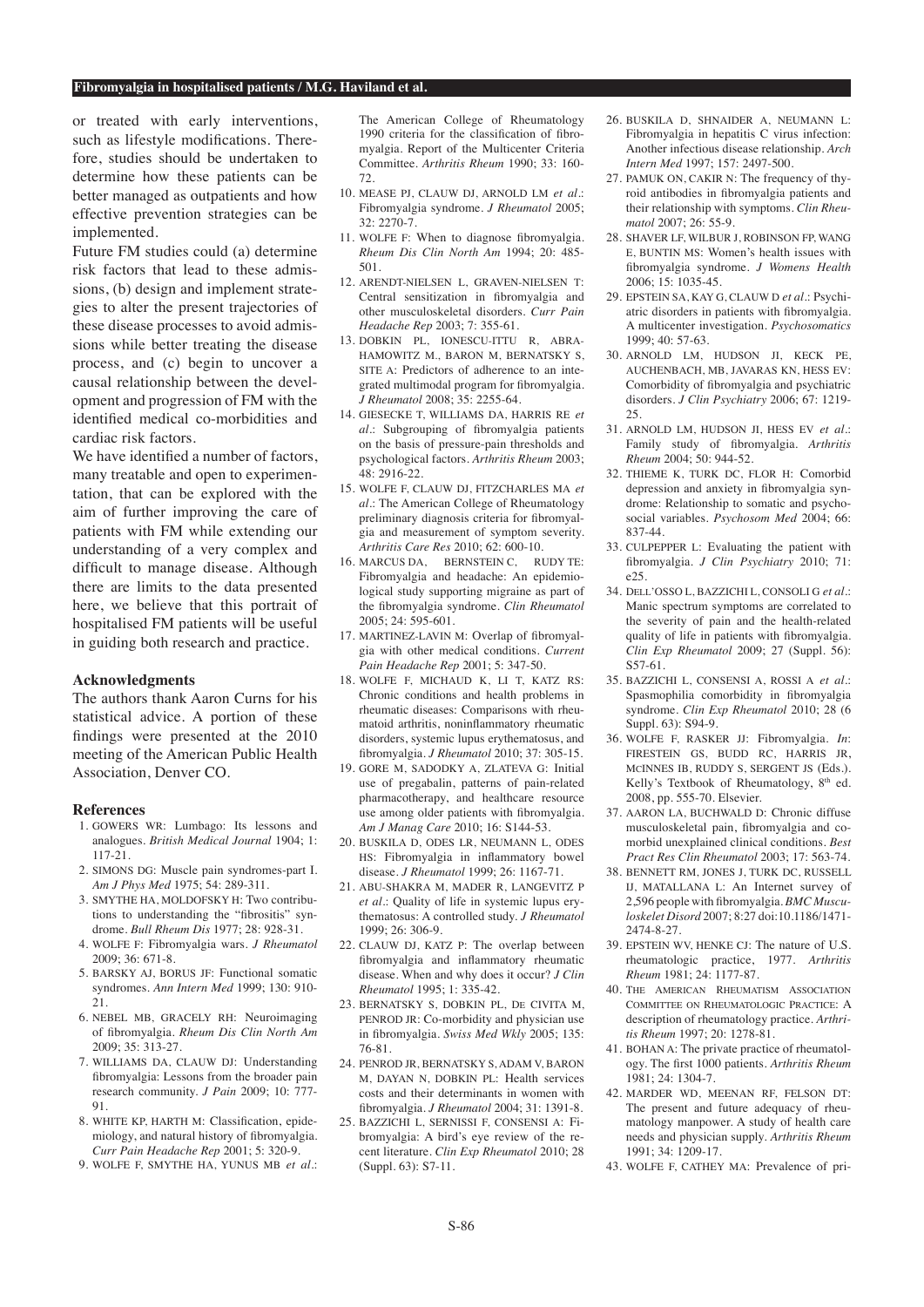or treated with early interventions, such as lifestyle modifications. Therefore, studies should be undertaken to determine how these patients can be better managed as outpatients and how effective prevention strategies can be implemented.

Future FM studies could (a) determine risk factors that lead to these admissions, (b) design and implement strategies to alter the present trajectories of these disease processes to avoid admissions while better treating the disease process, and (c) begin to uncover a causal relationship between the development and progression of FM with the identified medical co-morbidities and cardiac risk factors.

We have identified a number of factors, many treatable and open to experimentation, that can be explored with the aim of further improving the care of patients with FM while extending our understanding of a very complex and difficult to manage disease. Although there are limits to the data presented here, we believe that this portrait of hospitalised FM patients will be useful in guiding both research and practice.

### Acknowledgments

The authors thank Aaron Curns for his statistical advice. A portion of these findings were presented at the 2010 meeting of the American Public Health Association, Denver CO.

### References

1. GOWERS WR: Lumbago: Its lessons and analogues. *British Medical Journal* 1904; 1: 117-21.
2. SIMONS DG: Muscle pain syndromes-part I. *Am J Phys Med* 1975; 54: 289-311.
3. SMYTHE HA, MOLDOFSKY H: Two contributions to understanding the "fibrositis" syndrome. *Bull Rheum Dis* 1977; 28: 928-31.
4. WOLFE F: Fibromyalgia wars. *J Rheumatol* 2009; 36: 671-8.
5. BARSKY AJ, BORUS JF: Functional somatic syndromes. *Ann Intern Med* 1999; 130: 910-21.
6. NEBEL MB, GRACELY RH: Neuroimaging of fibromyalgia. *Rheum Dis Clin North Am* 2009; 35: 313-27.
7. WILLIAMS DA, CLAUW DJ: Understanding fibromyalgia: Lessons from the broader pain research community. *J Pain* 2009; 10: 777-91.
8. WHITE KP, HARTH M: Classification, epidemiology, and natural history of fibromyalgia. *Curr Pain Headache Rep* 2001; 5: 320-9.
9. WOLFE F, SMYTHE HA, YUNUS MB *et al.*: The American College of Rheumatology 1990 criteria for the classification of fibromyalgia. Report of the Multicenter Criteria Committee. *Arthritis Rheum* 1990; 33: 160-72.
10. MEASE PJ, CLAUW DJ, ARNOLD LM *et al.*: Fibromyalgia syndrome. *J Rheumatol* 2005; 32: 2270-7.
11. WOLFE F: When to diagnose fibromyalgia. *Rheum Dis Clin North Am* 1994; 20: 485-501.
12. ARENDT-NIELSEN L, GRAVEN-NIELSEN T: Central sensitization in fibromyalgia and other musculoskeletal disorders. *Curr Pain Headache Rep* 2003; 7: 355-61.
13. DOBKIN PL, IONESCU-ITTU R, ABRAHAMOWITZ M., BARON M, BERNATSKY S, SITE A: Predictors of adherence to an integrated multimodal program for fibromyalgia. *J Rheumatol* 2008; 35: 2255-64.
14. GIESECKE T, WILLIAMS DA, HARRIS RE *et al.*: Subgrouping of fibromyalgia patients on the basis of pressure-pain thresholds and psychological factors. *Arthritis Rheum* 2003; 48: 2916-22.
15. WOLFE F, CLAUW DJ, FITZCHARLES MA *et al.*: The American College of Rheumatology preliminary diagnosis criteria for fibromyalgia and measurement of symptom severity. *Arthritis Care Res* 2010; 62: 600-10.
16. MARCUS DA, BERNSTEIN C, RUDY TE: Fibromyalgia and headache: An epidemiological study supporting migraine as part of the fibromyalgia syndrome. *Clin Rheumatol* 2005; 24: 595-601.
17. MARTINEZ-LAVIN M: Overlap of fibromyalgia with other medical conditions. *Current Pain Headache Rep* 2001; 5: 347-50.
18. WOLFE F, MICHAUD K, LI T, KATZ RS: Chronic conditions and health problems in rheumatic diseases: Comparisons with rheumatoid arthritis, noninflammatory rheumatic disorders, systemic lupus erythematosus, and fibromyalgia. *J Rheumatol* 2010; 37: 305-15.
19. GORE M, SADODKY A, ZLATEVA G: Initial use of pregabalin, patterns of pain-related pharmacotherapy, and healthcare resource use among older patients with fibromyalgia. *Am J Manag Care* 2010; 16: S144-53.
20. BUSKILA D, ODES LR, NEUMANN L, ODES HS: Fibromyalgia in inflammatory bowel disease. *J Rheumatol* 1999; 26: 1167-71.
21. ABU-SHAKRA M, MADER R, LANGEVITZ P *et al.*: Quality of life in systemic lupus erythematosus: A controlled study. *J Rheumatol* 1999; 26: 306-9.
22. CLAUW DJ, KATZ P: The overlap between fibromyalgia and inflammatory rheumatic disease. When and why does it occur? *J Clin Rheumatol* 1995; 1: 335-42.
23. BERNATSKY S, DOBKIN PL, DE CIVITA M, PENROD JR: Co-morbidity and physician use in fibromyalgia. *Swiss Med Wkly* 2005; 135: 76-81.
24. PENROD JR, BERNATSKY S, ADAM V, BARON M, DAYAN N, DOBKIN PL: Health services costs and their determinants in women with fibromyalgia. *J Rheumatol* 2004; 31: 1391-8.
25. BAZZICHI L, SERNISSI F, CONSENSI A: Fibromyalgia: A bird's eye review of the recent literature. *Clin Exp Rheumatol* 2010; 28 (Suppl. 63): S7-11.
26. BUSKILA D, SHNAIDER A, NEUMANN L: Fibromyalgia in hepatitis C virus infection: Another infectious disease relationship. *Arch Intern Med* 1997; 157: 2497-500.
27. PAMUK ON, CAKIR N: The frequency of thyroid antibodies in fibromyalgia patients and their relationship with symptoms. *Clin Rheumatol* 2007; 26: 55-9.
28. SHAVER LF, WILBUR J, ROBINSON FP, WANG E, BUNTIN MS: Women's health issues with fibromyalgia syndrome. *J Womens Health* 2006; 15: 1035-45.
29. EPSTEIN SA, KAY G, CLAUW D *et al.*: Psychiatric disorders in patients with fibromyalgia. A multicenter investigation. *Psychosomatics* 1999; 40: 57-63.
30. ARNOLD LM, HUDSON JI, KECK PE, AUCHENBACH, MB, JAVARAS KN, HESS EV: Comorbidity of fibromyalgia and psychiatric disorders. *J Clin Psychiatry* 2006; 67: 1219-25.
31. ARNOLD LM, HUDSON JI, HESS EV *et al.*: Family study of fibromyalgia. *Arthritis Rheum* 2004; 50: 944-52.
32. THIEME K, TURK DC, FLOR H: Comorbid depression and anxiety in fibromyalgia syndrome: Relationship to somatic and psychosocial variables. *Psychosom Med* 2004; 66: 837-44.
33. CULPEPPER L: Evaluating the patient with fibromyalgia. *J Clin Psychiatry* 2010; 71: e25.
34. DELL'OSSO L, BAZZICHI L, CONSOLI G *et al.*: Manic spectrum symptoms are correlated to the severity of pain and the health-related quality of life in patients with fibromyalgia. *Clin Exp Rheumatol* 2009; 27 (Suppl. 56): S57-61.
35. BAZZICHI L, CONSENSI A, ROSSI A *et al.*: Spasmophilia comorbidity in fibromyalgia syndrome. *Clin Exp Rheumatol* 2010; 28 (6 Suppl. 63): S94-9.
36. WOLFE F, RASKER JJ: Fibromyalgia. *In*: FIRESTEIN GS, BUDD RC, HARRIS JR, MCINNES IB, RUDDY S, SERGENT JS (Eds.). Kelly's Textbook of Rheumatology, 8th ed. 2008, pp. 555-70. Elsevier.
37. AARON LA, BUCHWALD D: Chronic diffuse musculoskeletal pain, fibromyalgia and comorbid unexplained clinical conditions. *Best Pract Res Clin Rheumatol* 2003; 17: 563-74.
38. BENNETT RM, JONES J, TURK DC, RUSSELL IJ, MATALLANA L: An Internet survey of 2,596 people with fibromyalgia. *BMC Musculoskelet Disord* 2007; 8:27 doi:10.1186/1471-2474-8-27.
39. EPSTEIN WV, HENKE CJ: The nature of U.S. rheumatologic practice, 1977. *Arthritis Rheum* 1981; 24: 1177-87.
40. THE AMERICAN RHEUMATISM ASSOCIATION COMMITTEE ON RHEUMATOLOGIC PRACTICE: A description of rheumatology practice. *Arthritis Rheum* 1997; 20: 1278-81.
41. BOHAN A: The private practice of rheumatology. The first 1000 patients. *Arthritis Rheum* 1981; 24: 1304-7.
42. MARDER WD, MEENAN RF, FELSON DT: The present and future adequacy of rheumatology manpower. A study of health care needs and physician supply. *Arthritis Rheum* 1991; 34: 1209-17.
43. WOLFE F, CATHEY MA: Prevalence of pri-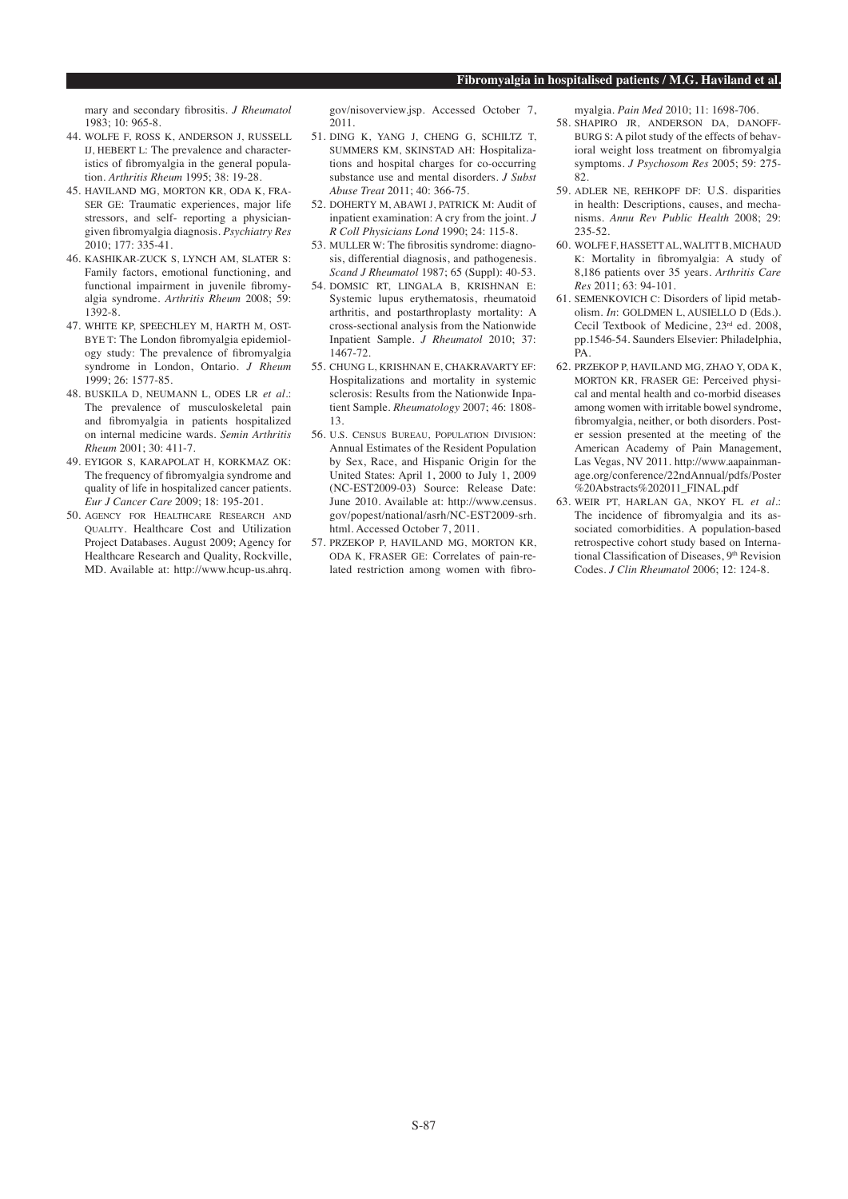mary and secondary fibrositis. *J Rheumatol* 1983; 10: 965-8.

44. WOLFE F, ROSS K, ANDERSON J, RUSSELL IJ, HEBERT L: The prevalence and characteristics of fibromyalgia in the general population. *Arthritis Rheum* 1995; 38: 19-28.
45. HAVILAND MG, MORTON KR, ODA K, FRASER GE: Traumatic experiences, major life stressors, and self- reporting a physician-given fibromyalgia diagnosis. *Psychiatry Res* 2010; 177: 335-41.
46. KASHIKAR-ZUCK S, LYNCH AM, SLATER S: Family factors, emotional functioning, and functional impairment in juvenile fibromyalgia syndrome. *Arthritis Rheum* 2008; 59: 1392-8.
47. WHITE KP, SPEECHLEY M, HARTH M, OSTBYE T: The London fibromyalgia epidemiology study: The prevalence of fibromyalgia syndrome in London, Ontario. *J Rheum* 1999; 26: 1577-85.
48. BUSKILA D, NEUMANN L, ODES LR *et al.*: The prevalence of musculoskeletal pain and fibromyalgia in patients hospitalized on internal medicine wards. *Semin Arthritis Rheum* 2001; 30: 411-7.
49. EYIGOR S, KARAPOLAT H, KORKMAZ OK: The frequency of fibromyalgia syndrome and quality of life in hospitalized cancer patients. *Eur J Cancer Care* 2009; 18: 195-201.
50. AGENCY FOR HEALTHCARE RESEARCH AND QUALITY. Healthcare Cost and Utilization Project Databases. August 2009; Agency for Healthcare Research and Quality, Rockville, MD. Available at: http://www.hcup-us.ahrq.gov/nisoverview.jsp. Accessed October 7, 2011.
51. DING K, YANG J, CHENG G, SCHILTZ T, SUMMERS KM, SKINSTAD AH: Hospitalizations and hospital charges for co-occurring substance use and mental disorders. *J Subst Abuse Treat* 2011; 40: 366-75.
52. DOHERTY M, ABAWI J, PATRICK M: Audit of inpatient examination: A cry from the joint. *J R Coll Physicians Lond* 1990; 24: 115-8.
53. MULLER W: The fibrositis syndrome: diagnosis, differential diagnosis, and pathogenesis. *Scand J Rheumatol* 1987; 65 (Suppl): 40-53.
54. DOMSIC RT, LINGALA B, KRISHNAN E: Systemic lupus erythematosis, rheumatoid arthritis, and postarthroplasty mortality: A cross-sectional analysis from the Nationwide Inpatient Sample. *J Rheumatol* 2010; 37: 1467-72.
55. CHUNG L, KRISHNAN E, CHAKRAVARTY EF: Hospitalizations and mortality in systemic sclerosis: Results from the Nationwide Inpatient Sample. *Rheumatology* 2007; 46: 1808-13.
56. U.S. CENSUS BUREAU, POPULATION DIVISION: Annual Estimates of the Resident Population by Sex, Race, and Hispanic Origin for the United States: April 1, 2000 to July 1, 2009 (NC-EST2009-03) Source: Release Date: June 2010. Available at: http://www.census.gov/popest/national/asrh/NC-EST2009-srh.html. Accessed October 7, 2011.
57. PRZEKOP P, HAVILAND MG, MORTON KR, ODA K, FRASER GE: Correlates of pain-related restriction among women with fibromyalgia. *Pain Med* 2010; 11: 1698-706.
58. SHAPIRO JR, ANDERSON DA, DANOFF-BURG S: A pilot study of the effects of behavioral weight loss treatment on fibromyalgia symptoms. *J Psychosom Res* 2005; 59: 275-82.
59. ADLER NE, REHKOPF DF: U.S. disparities in health: Descriptions, causes, and mechanisms. *Annu Rev Public Health* 2008; 29: 235-52.
60. WOLFE F, HASSETT AL, WALITT B, MICHAUD K: Mortality in fibromyalgia: A study of 8,186 patients over 35 years. *Arthritis Care Res* 2011; 63: 94-101.
61. SEMENKOVICH C: Disorders of lipid metabolism. *In*: GOLDMEN L, AUSIELLO D (Eds.). Cecil Textbook of Medicine, 23rd ed. 2008, pp.1546-54. Saunders Elsevier: Philadelphia, PA.
62. PRZEKOP P, HAVILAND MG, ZHAO Y, ODA K, MORTON KR, FRASER GE: Perceived physical and mental health and co-morbid diseases among women with irritable bowel syndrome, fibromyalgia, neither, or both disorders. Poster session presented at the meeting of the American Academy of Pain Management, Las Vegas, NV 2011. http://www.aapainmanage.org/conference/22ndAnnual/pdfs/Poster%20Abstracts%202011_FINAL.pdf
63. WEIR PT, HARLAN GA, NKOY FL *et al.*: The incidence of fibromyalgia and its associated comorbidities. A population-based retrospective cohort study based on International Classification of Diseases, 9th Revision Codes. *J Clin Rheumatol* 2006; 12: 124-8.